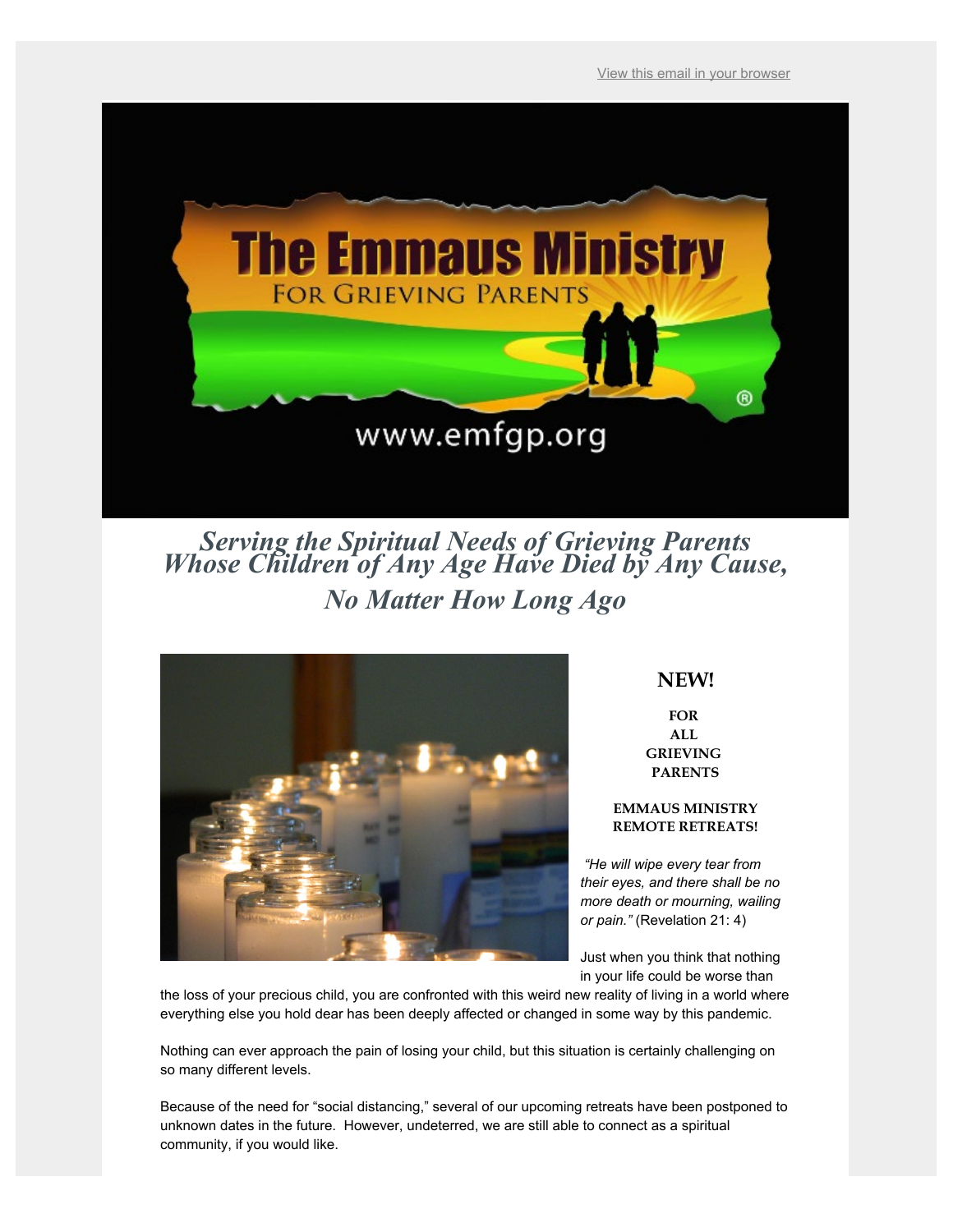View this email in your browser

The Emmaus Ministry FOR GRIEVING PARENTS

www.emfgp.org

***Serving the Spiritual Needs of Grieving Parents Whose Children of Any Age Have Died by Any Cause, No Matter How Long Ago***

## NEW!

**FOR ALL GRIEVING PARENTS**

**EMMAUS MINISTRY REMOTE RETREATS!**

*"He will wipe every tear from their eyes, and there shall be no more death or mourning, wailing or pain."* (Revelation 21: 4)

Just when you think that nothing in your life could be worse than the loss of your precious child, you are confronted with this weird new reality of living in a world where everything else you hold dear has been deeply affected or changed in some way by this pandemic.

Nothing can ever approach the pain of losing your child, but this situation is certainly challenging on so many different levels.

Because of the need for "social distancing," several of our upcoming retreats have been postponed to unknown dates in the future. However, undeterred, we are still able to connect as a spiritual community, if you would like.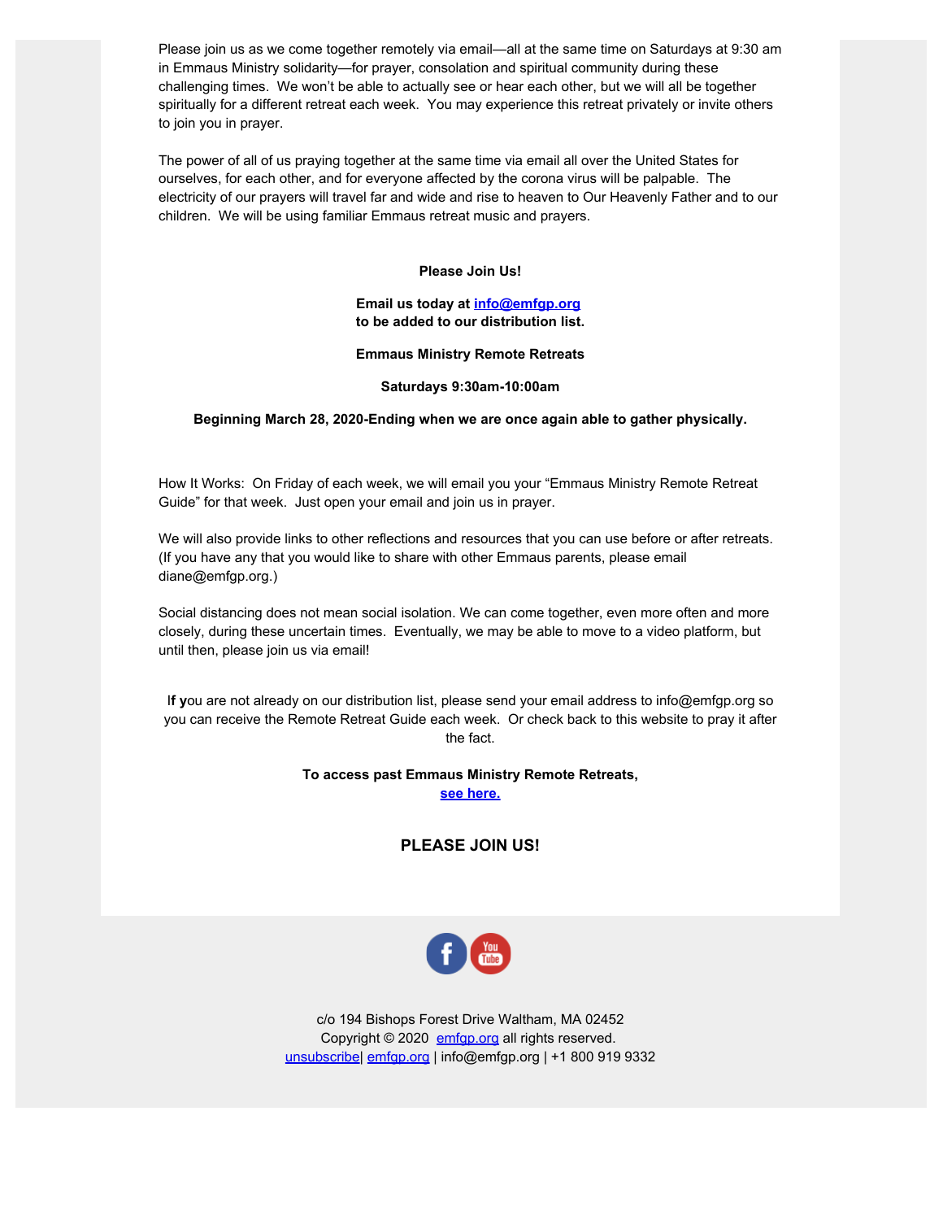Please join us as we come together remotely via email—all at the same time on Saturdays at 9:30 am in Emmaus Ministry solidarity—for prayer, consolation and spiritual community during these challenging times. We won't be able to actually see or hear each other, but we will all be together spiritually for a different retreat each week. You may experience this retreat privately or invite others to join you in prayer.

The power of all of us praying together at the same time via email all over the United States for ourselves, for each other, and for everyone affected by the corona virus will be palpable. The electricity of our prayers will travel far and wide and rise to heaven to Our Heavenly Father and to our children. We will be using familiar Emmaus retreat music and prayers.

**Please Join Us!**

**Email us today at [info@emfgp.org](mailto:info@emfgp.org)**
**to be added to our distribution list.**

**Emmaus Ministry Remote Retreats**

**Saturdays 9:30am-10:00am**

**Beginning March 28, 2020-Ending when we are once again able to gather physically.**

How It Works: On Friday of each week, we will email you your "Emmaus Ministry Remote Retreat Guide" for that week. Just open your email and join us in prayer.

We will also provide links to other reflections and resources that you can use before or after retreats. (If you have any that you would like to share with other Emmaus parents, please email diane@emfgp.org.)

Social distancing does not mean social isolation. We can come together, even more often and more closely, during these uncertain times. Eventually, we may be able to move to a video platform, but until then, please join us via email!

I**f y**ou are not already on our distribution list, please send your email address to info@emfgp.org so you can receive the Remote Retreat Guide each week. Or check back to this website to pray it after the fact.

**To access past Emmaus Ministry Remote Retreats,**
**[see here.]()**

**PLEASE JOIN US!**

c/o 194 Bishops Forest Drive Waltham, MA 02452
Copyright © 2020 [emfgp.org]() all rights reserved.
[unsubscribe]()| [emfgp.org]() | info@emfgp.org | +1 800 919 9332